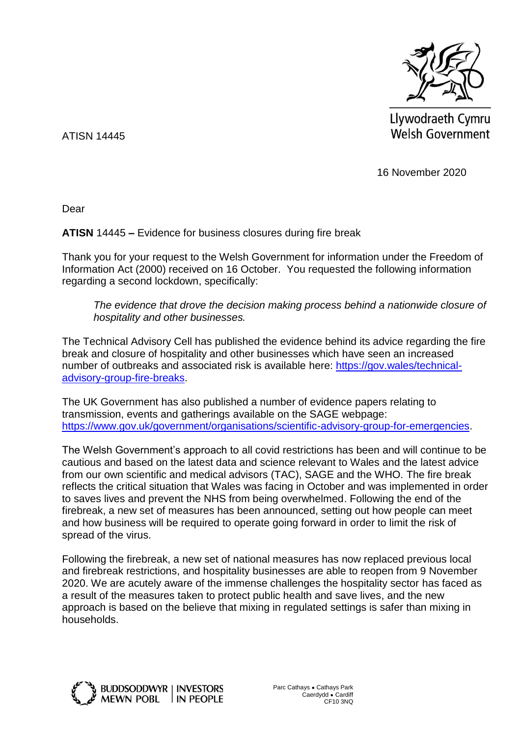Llywodraeth Cymru
Welsh Government

ATISN 14445

16 November 2020

Dear

**ATISN** 14445 **–** Evidence for business closures during fire break

Thank you for your request to the Welsh Government for information under the Freedom of Information Act (2000) received on 16 October. You requested the following information regarding a second lockdown, specifically:

> *The evidence that drove the decision making process behind a nationwide closure of hospitality and other businesses.*

The Technical Advisory Cell has published the evidence behind its advice regarding the fire break and closure of hospitality and other businesses which have seen an increased number of outbreaks and associated risk is available here: [https://gov.wales/technical-advisory-group-fire-breaks](https://gov.wales/technical-advisory-group-fire-breaks).

The UK Government has also published a number of evidence papers relating to transmission, events and gatherings available on the SAGE webpage: [https://www.gov.uk/government/organisations/scientific-advisory-group-for-emergencies](https://www.gov.uk/government/organisations/scientific-advisory-group-for-emergencies).

The Welsh Government's approach to all covid restrictions has been and will continue to be cautious and based on the latest data and science relevant to Wales and the latest advice from our own scientific and medical advisors (TAC), SAGE and the WHO. The fire break reflects the critical situation that Wales was facing in October and was implemented in order to saves lives and prevent the NHS from being overwhelmed. Following the end of the firebreak, a new set of measures has been announced, setting out how people can meet and how business will be required to operate going forward in order to limit the risk of spread of the virus.

Following the firebreak, a new set of national measures has now replaced previous local and firebreak restrictions, and hospitality businesses are able to reopen from 9 November 2020. We are acutely aware of the immense challenges the hospitality sector has faced as a result of the measures taken to protect public health and save lives, and the new approach is based on the believe that mixing in regulated settings is safer than mixing in households.

BUDDSODDWYR MEWN POBL | INVESTORS IN PEOPLE

Parc Cathays • Cathays Park
Caerdydd • Cardiff
CF10 3NQ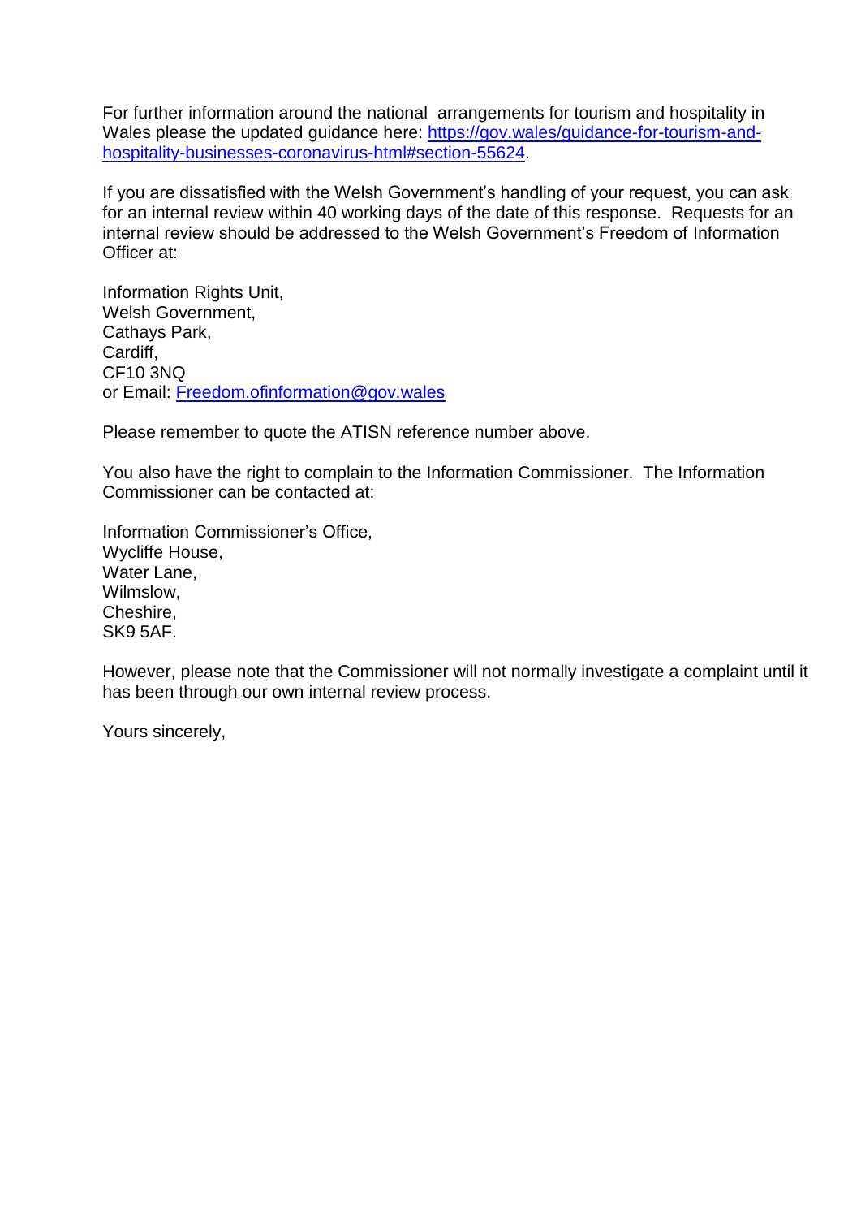For further information around the national arrangements for tourism and hospitality in Wales please the updated guidance here: [https://gov.wales/guidance-for-tourism-and-hospitality-businesses-coronavirus-html#section-55624](https://gov.wales/guidance-for-tourism-and-hospitality-businesses-coronavirus-html#section-55624).

If you are dissatisfied with the Welsh Government's handling of your request, you can ask for an internal review within 40 working days of the date of this response. Requests for an internal review should be addressed to the Welsh Government's Freedom of Information Officer at:

Information Rights Unit,
Welsh Government,
Cathays Park,
Cardiff,
CF10 3NQ
or Email: [Freedom.ofinformation@gov.wales](mailto:Freedom.ofinformation@gov.wales)

Please remember to quote the ATISN reference number above.

You also have the right to complain to the Information Commissioner. The Information Commissioner can be contacted at:

Information Commissioner's Office,
Wycliffe House,
Water Lane,
Wilmslow,
Cheshire,
SK9 5AF.

However, please note that the Commissioner will not normally investigate a complaint until it has been through our own internal review process.

Yours sincerely,